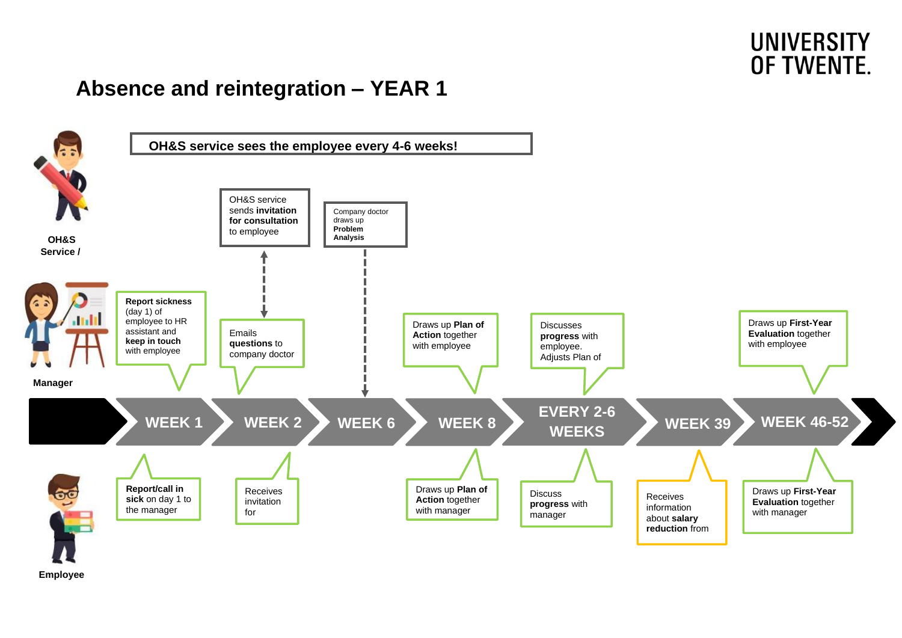UNIVERSITY OF TWENTE.

# Absence and reintegration – YEAR 1

**OH&S service sees the employee every 4-6 weeks!**

**OH&S Service /**

- OH&S service sends **invitation for consultation** to employee
- Company doctor draws up **Problem Analysis**

**Manager**

- **WEEK 1**: **Report sickness** (day 1) of employee to HR assistant and **keep in touch** with employee
- **WEEK 2**: Emails **questions** to company doctor
- **WEEK 8**: Draws up **Plan of Action** together with employee
- **EVERY 2-6 WEEKS**: Discusses **progress** with employee. Adjusts Plan of
- **WEEK 46-52**: Draws up **First-Year Evaluation** together with employee

**WEEK 1 → WEEK 2 → WEEK 6 → WEEK 8 → EVERY 2-6 WEEKS → WEEK 39 → WEEK 46-52**

**Employee**

- **WEEK 1**: **Report/call in sick** on day 1 to the manager
- **WEEK 2**: Receives invitation for
- **WEEK 8**: Draws up **Plan of Action** together with manager
- **EVERY 2-6 WEEKS**: Discuss **progress** with manager
- **WEEK 39**: Receives information about **salary reduction** from
- **WEEK 46-52**: Draws up **First-Year Evaluation** together with manager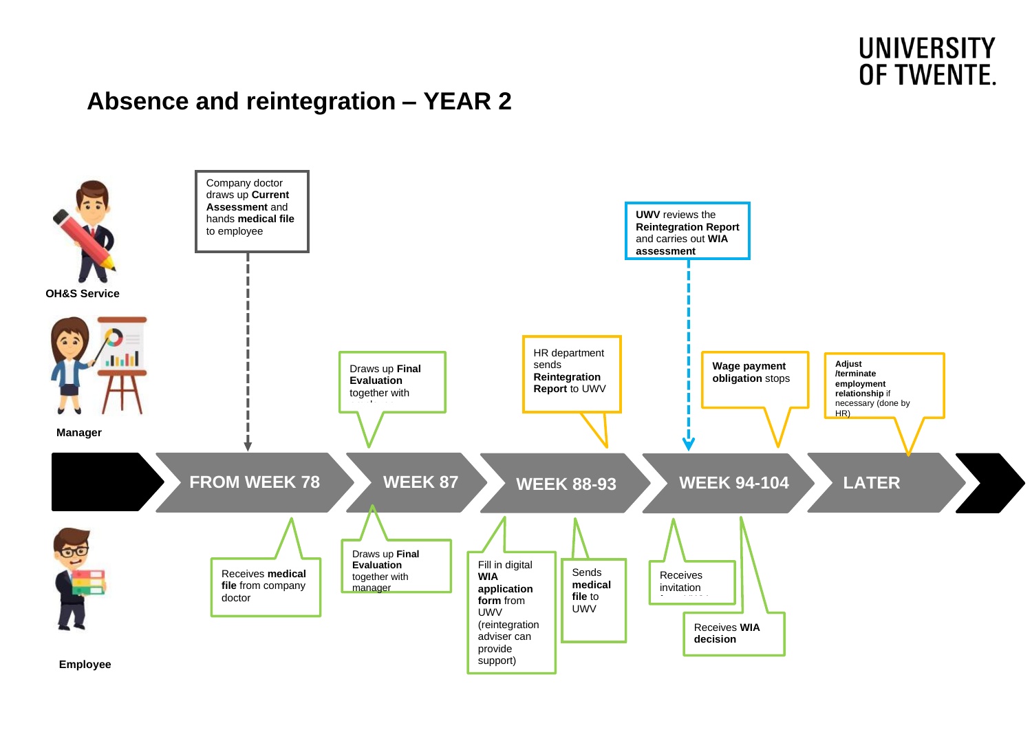# Absence and reintegration – YEAR 2

**OH&S Service**

**Manager**

**Employee**

## FROM WEEK 78

- OH&S Service: Company doctor draws up **Current Assessment** and hands **medical file** to employee
- Employee: Receives **medical file** from company doctor

## WEEK 87

- Manager: Draws up **Final Evaluation** together with
- Employee: Draws up **Final Evaluation** together with manager

## WEEK 88-93

- Manager: HR department sends **Reintegration Report** to UWV
- Employee: Fill in digital **WIA application form** from UWV (reintegration adviser can provide support)
- Employee: Sends **medical file** to UWV

## WEEK 94-104

- **UWV** reviews the **Reintegration Report** and carries out **WIA assessment**
- Manager: **Wage payment obligation** stops
- Employee: Receives invitation
- Employee: Receives **WIA decision**

## LATER

- Manager: **Adjust /terminate employment relationship** if necessary (done by HR)